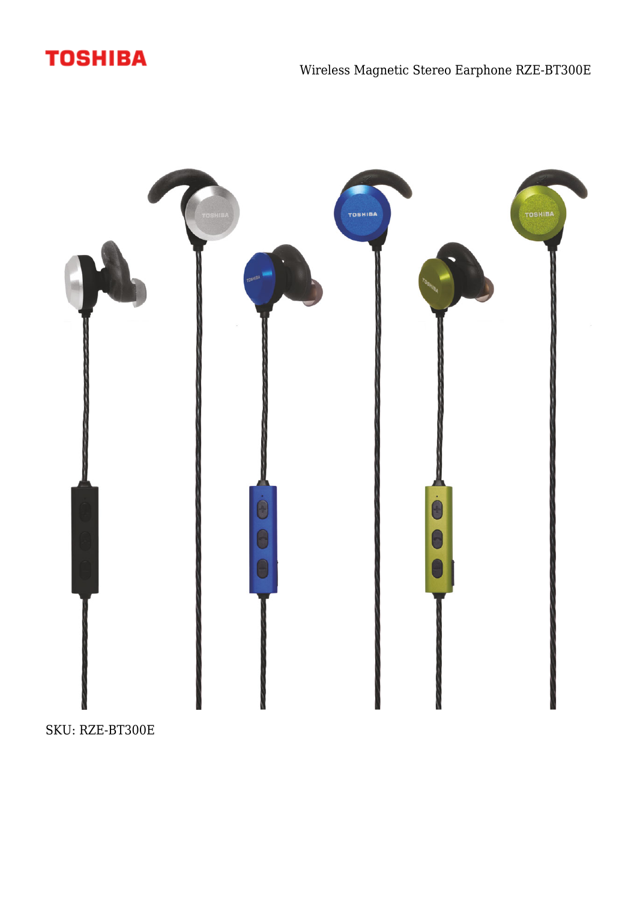TOSHIBA

# Wireless Magnetic Stereo Earphone RZE-BT300E

SKU: RZE-BT300E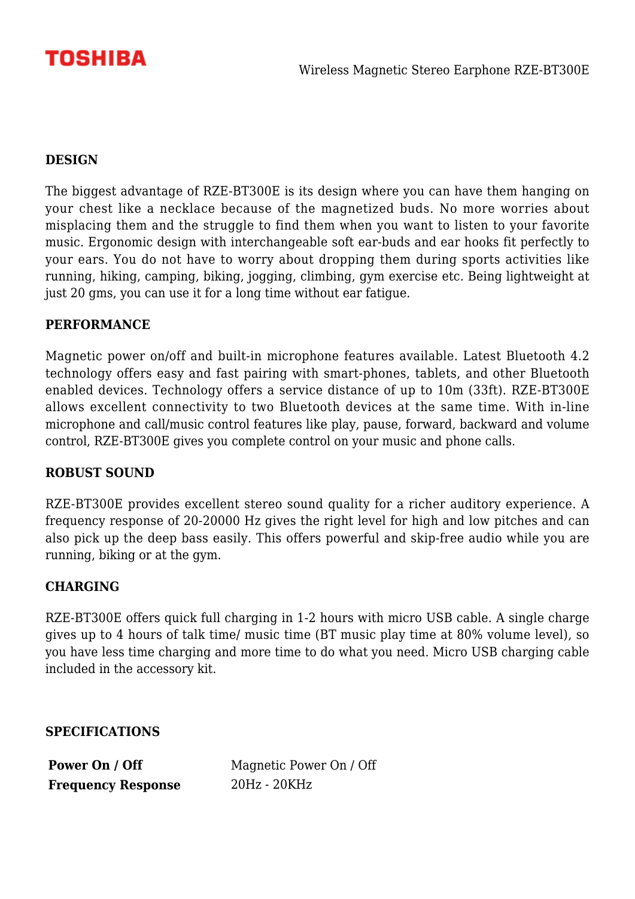## DESIGN

The biggest advantage of RZE-BT300E is its design where you can have them hanging on your chest like a necklace because of the magnetized buds. No more worries about misplacing them and the struggle to find them when you want to listen to your favorite music. Ergonomic design with interchangeable soft ear-buds and ear hooks fit perfectly to your ears. You do not have to worry about dropping them during sports activities like running, hiking, camping, biking, jogging, climbing, gym exercise etc. Being lightweight at just 20 gms, you can use it for a long time without ear fatigue.

## PERFORMANCE

Magnetic power on/off and built-in microphone features available. Latest Bluetooth 4.2 technology offers easy and fast pairing with smart-phones, tablets, and other Bluetooth enabled devices. Technology offers a service distance of up to 10m (33ft). RZE-BT300E allows excellent connectivity to two Bluetooth devices at the same time. With in-line microphone and call/music control features like play, pause, forward, backward and volume control, RZE-BT300E gives you complete control on your music and phone calls.

## ROBUST SOUND

RZE-BT300E provides excellent stereo sound quality for a richer auditory experience. A frequency response of 20-20000 Hz gives the right level for high and low pitches and can also pick up the deep bass easily. This offers powerful and skip-free audio while you are running, biking or at the gym.

## CHARGING

RZE-BT300E offers quick full charging in 1-2 hours with micro USB cable. A single charge gives up to 4 hours of talk time/ music time (BT music play time at 80% volume level), so you have less time charging and more time to do what you need. Micro USB charging cable included in the accessory kit.

## SPECIFICATIONS

| | |
|---|---|
| **Power On / Off** | Magnetic Power On / Off |
| **Frequency Response** | 20Hz - 20KHz |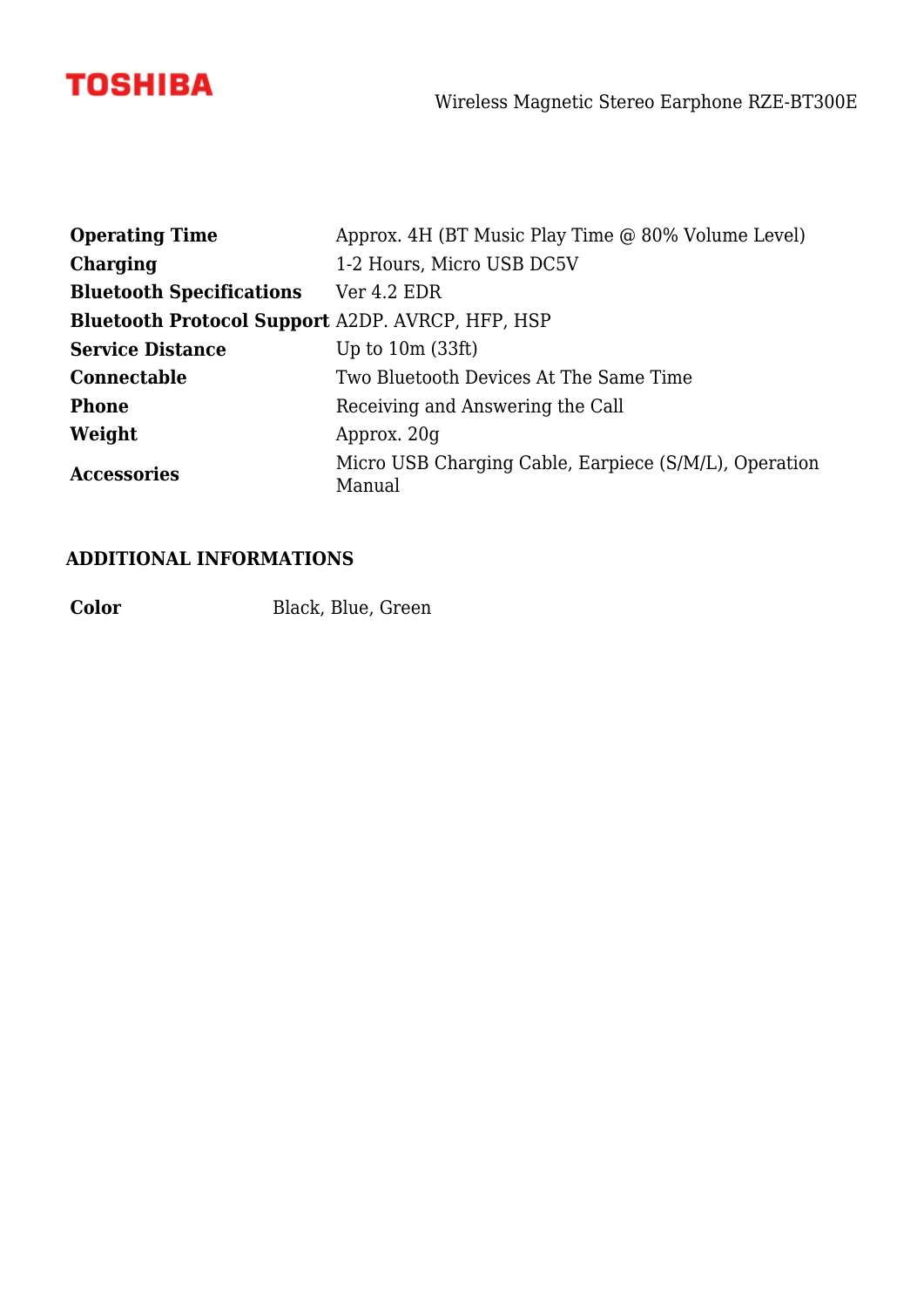| | |
|---|---|
| **Operating Time** | Approx. 4H (BT Music Play Time @ 80% Volume Level) |
| **Charging** | 1-2 Hours, Micro USB DC5V |
| **Bluetooth Specifications** | Ver 4.2 EDR |
| **Bluetooth Protocol Support** | A2DP. AVRCP, HFP, HSP |
| **Service Distance** | Up to 10m (33ft) |
| **Connectable** | Two Bluetooth Devices At The Same Time |
| **Phone** | Receiving and Answering the Call |
| **Weight** | Approx. 20g |
| **Accessories** | Micro USB Charging Cable, Earpiece (S/M/L), Operation Manual |

## ADDITIONAL INFORMATIONS

| | |
|---|---|
| **Color** | Black, Blue, Green |